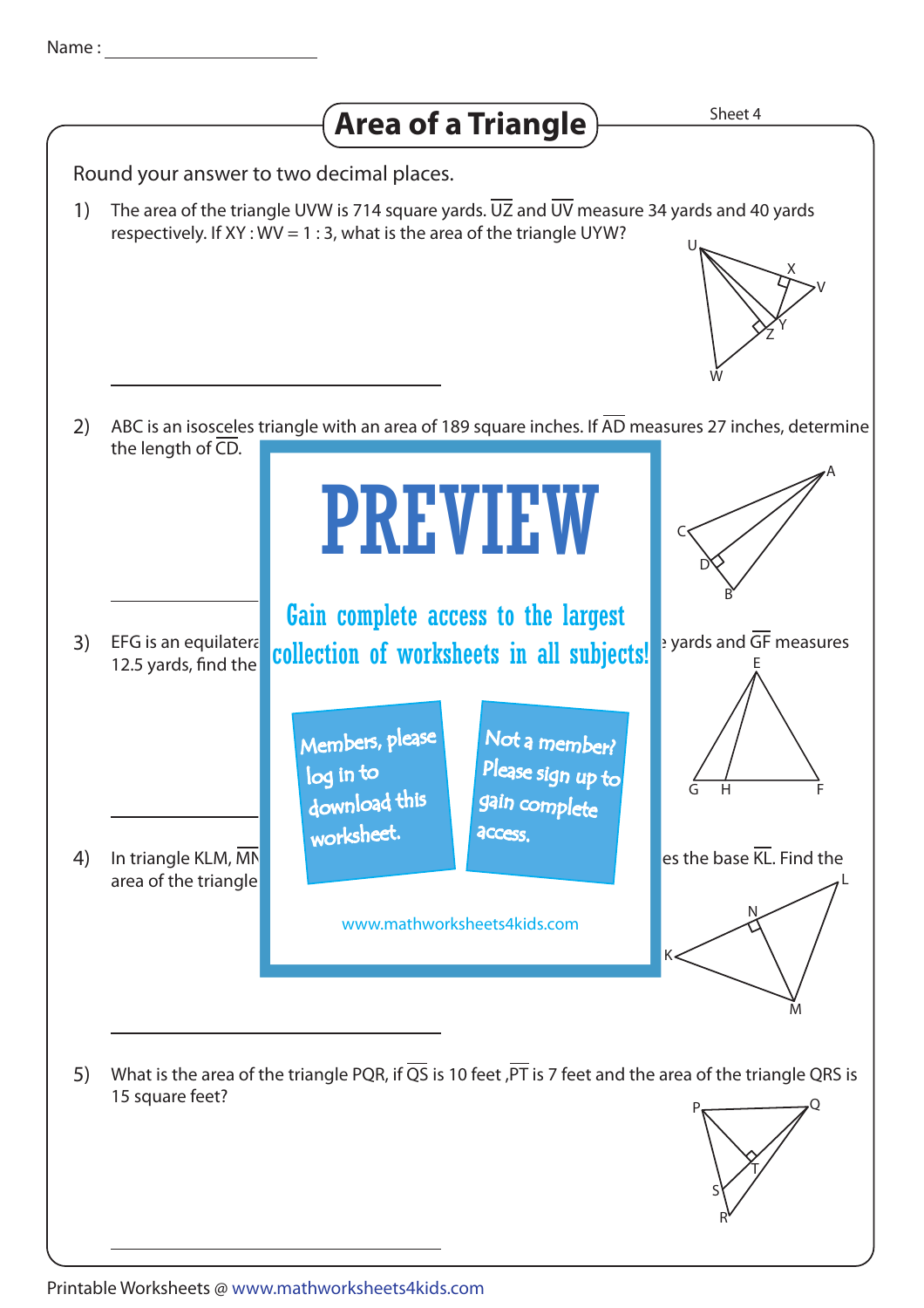Name : ____________________

# Area of a Triangle

Sheet 4

Round your answer to two decimal places.

1) The area of the triangle UVW is 714 square yards. $\overline{UZ}$ and $\overline{UV}$ measure 34 yards and 40 yards respectively. If XY : WV = 1 : 3, what is the area of the triangle UYW?

______________________

2) ABC is an isosceles triangle with an area of 189 square inches. If $\overline{AD}$ measures 27 inches, determine the length of $\overline{CD}$.

PREVIEW

Gain complete access to the largest collection of worksheets in all subjects!

Members, please log in to download this worksheet.

Not a member? Please sign up to gain complete access.

www.mathworksheets4kids.com

______________________

3) EFG is an equilatera... yards and $\overline{GF}$ measures 12.5 yards, find the...

______________________

4) In triangle KLM, $\overline{MN}$... es the base $\overline{KL}$. Find the area of the triangle...

______________________

5) What is the area of the triangle PQR, if $\overline{QS}$ is 10 feet, $\overline{PT}$ is 7 feet and the area of the triangle QRS is 15 square feet?

______________________

Printable Worksheets @ www.mathworksheets4kids.com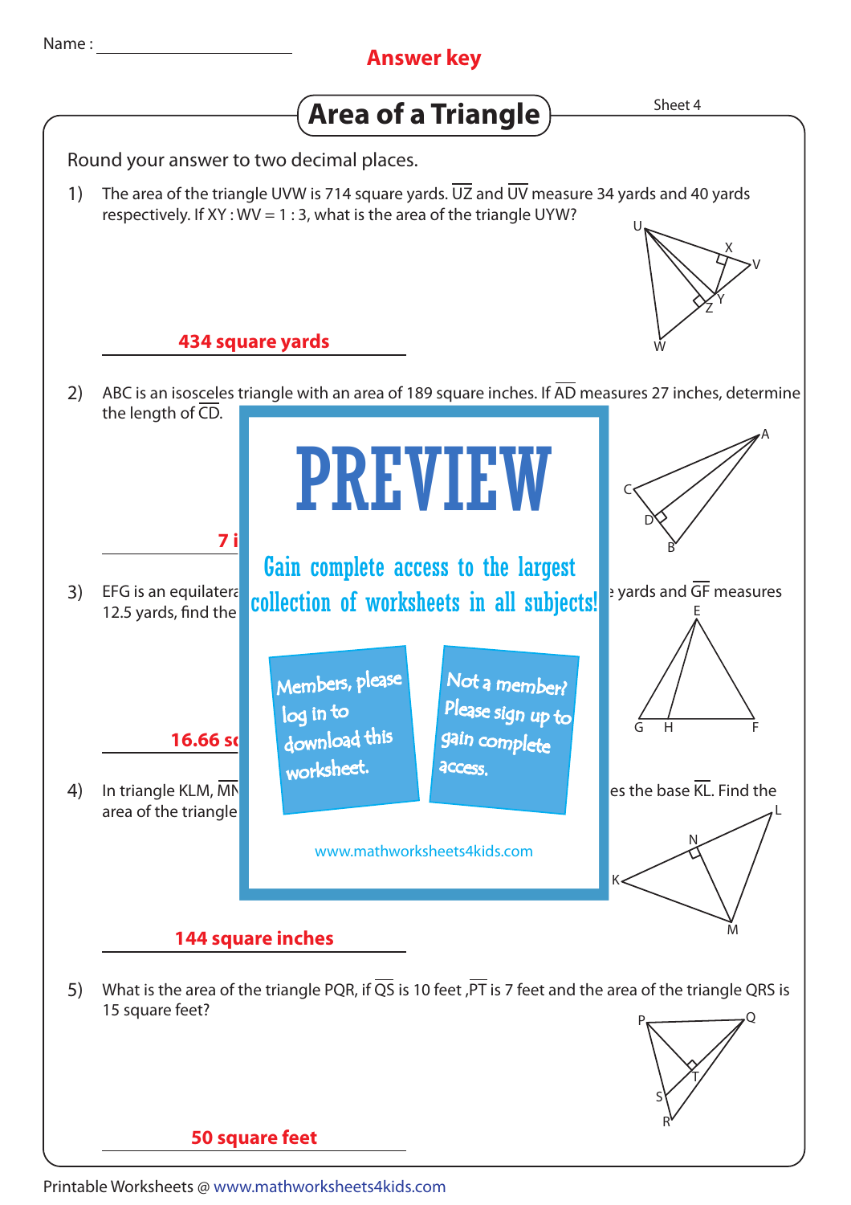Name :

**Answer key**

# Area of a Triangle

Sheet 4

Round your answer to two decimal places.

1) The area of the triangle UVW is 714 square yards. $\overline{UZ}$ and $\overline{UV}$ measure 34 yards and 40 yards respectively. If XY : WV = 1 : 3, what is the area of the triangle UYW?

U X V Y Z W

**434 square yards**

2) ABC is an isosceles triangle with an area of 189 square inches. If $\overline{AD}$ measures 27 inches, determine the length of $\overline{CD}$.

A C D B

**7 i**

3) EFG is an equilatera... yards and $\overline{GF}$ measures 12.5 yards, find the

E G H F

**16.66 s**

4) In triangle KLM, $\overline{MN}$ ... es the base $\overline{KL}$. Find the area of the triangle

L N K M

**144 square inches**

5) What is the area of the triangle PQR, if $\overline{QS}$ is 10 feet ,$\overline{PT}$ is 7 feet and the area of the triangle QRS is 15 square feet?

P Q T S R

**50 square feet**

PREVIEW

Gain complete access to the largest collection of worksheets in all subjects!

Members, please log in to download this worksheet.

Not a member? Please sign up to gain complete access.

www.mathworksheets4kids.com

Printable Worksheets @ www.mathworksheets4kids.com